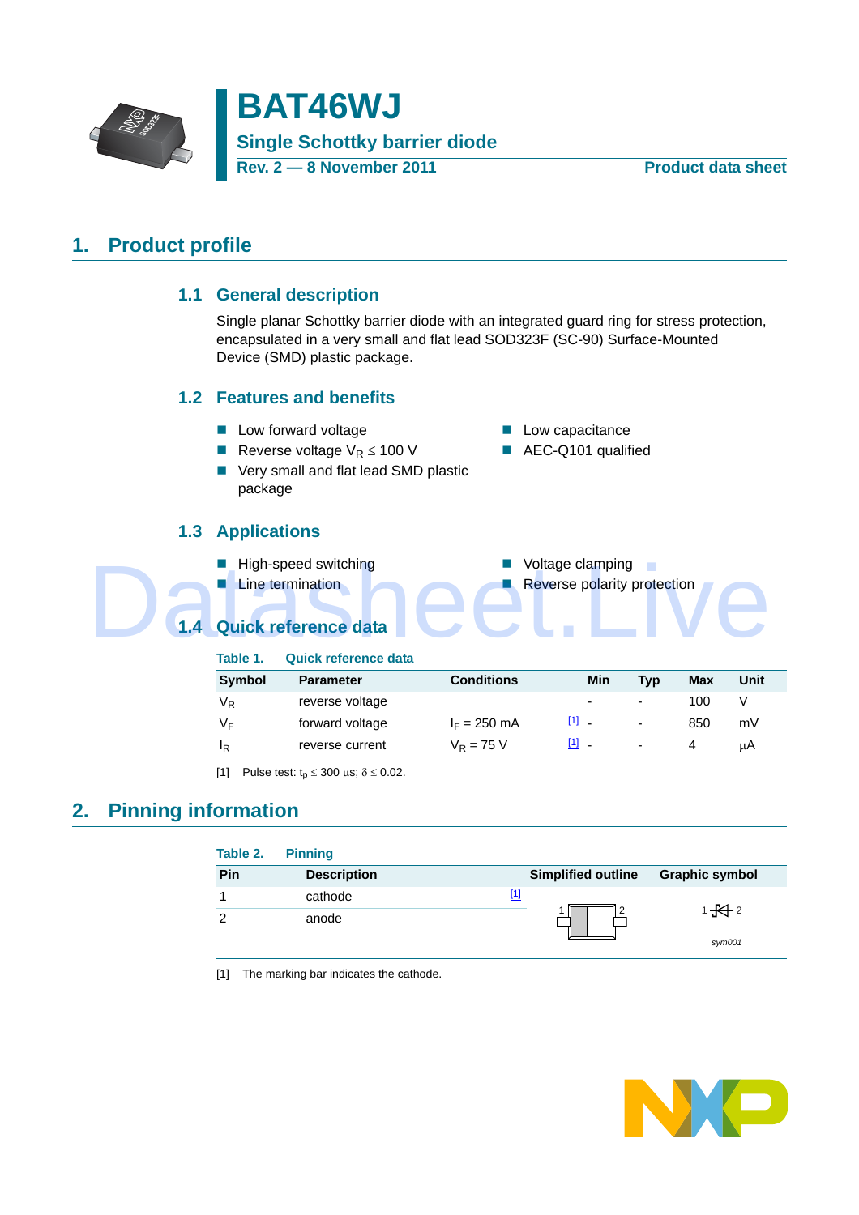# BAT46WJ

## Single Schottky barrier diode

Rev. 2 — 8 November 2011 | Product data sheet

## 1. Product profile

### 1.1 General description

Single planar Schottky barrier diode with an integrated guard ring for stress protection, encapsulated in a very small and flat lead SOD323F (SC-90) Surface-Mounted Device (SMD) plastic package.

### 1.2 Features and benefits

- Low forward voltage
- Reverse voltage $V_R \leq 100$ V
- Very small and flat lead SMD plastic package
- Low capacitance
- AEC-Q101 qualified

### 1.3 Applications

- High-speed switching
- Line termination
- Voltage clamping
- Reverse polarity protection

### 1.4 Quick reference data

**Table 1. Quick reference data**

| Symbol | Parameter | Conditions | | Min | Typ | Max | Unit |
|---|---|---|---|---|---|---|---|
| $V_R$ | reverse voltage | | | - | - | 100 | V |
| $V_F$ | forward voltage | $I_F$ = 250 mA | [1] | - | - | 850 | mV |
| $I_R$ | reverse current | $V_R$ = 75 V | [1] | - | - | 4 | μA |

[1] Pulse test: $t_p \leq 300$ μs; $\delta \leq 0.02$.

## 2. Pinning information

**Table 2. Pinning**

| Pin | Description | | Simplified outline | Graphic symbol |
|---|---|---|---|---|
| 1 | cathode | [1] | | |
| 2 | anode | | | |

[1] The marking bar indicates the cathode.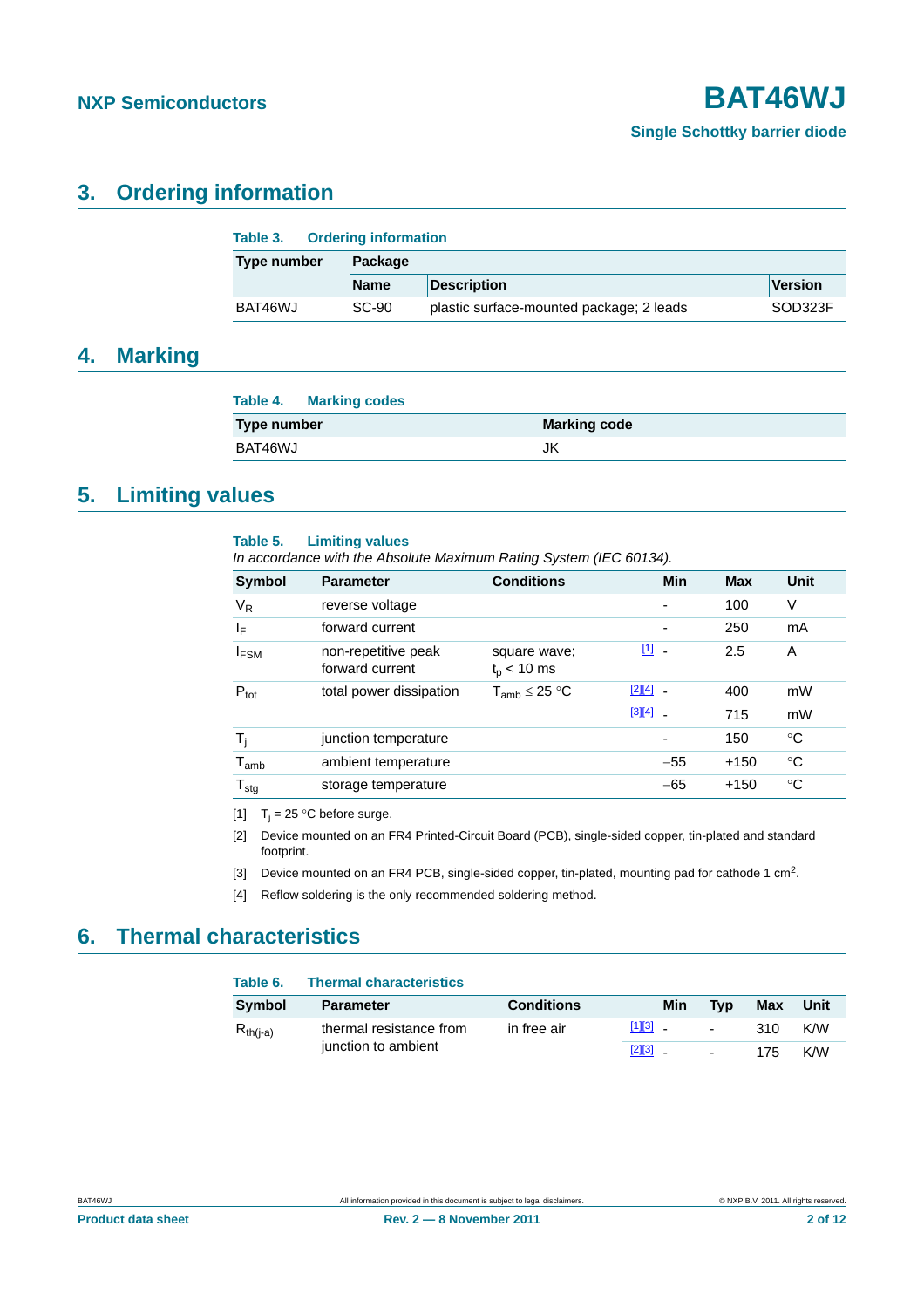## 3. Ordering information

**Table 3. Ordering information**

| Type number | Package | | |
|---|---|---|---|
| | Name | Description | Version |
| BAT46WJ | SC-90 | plastic surface-mounted package; 2 leads | SOD323F |

## 4. Marking

**Table 4. Marking codes**

| Type number | Marking code |
|---|---|
| BAT46WJ | JK |

## 5. Limiting values

**Table 5. Limiting values**

*In accordance with the Absolute Maximum Rating System (IEC 60134).*

| Symbol | Parameter | Conditions | | Min | Max | Unit |
|---|---|---|---|---|---|---|
| $V_R$ | reverse voltage | | | - | 100 | V |
| $I_F$ | forward current | | | - | 250 | mA |
| $I_{FSM}$ | non-repetitive peak forward current | square wave; $t_p$ < 10 ms | [1] | - | 2.5 | A |
| $P_{tot}$ | total power dissipation | $T_{amb}$ ≤ 25 °C | [2][4] | - | 400 | mW |
| | | | [3][4] | - | 715 | mW |
| $T_j$ | junction temperature | | | - | 150 | °C |
| $T_{amb}$ | ambient temperature | | | −55 | +150 | °C |
| $T_{stg}$ | storage temperature | | | −65 | +150 | °C |

[1] $T_j$ = 25 °C before surge.

[2] Device mounted on an FR4 Printed-Circuit Board (PCB), single-sided copper, tin-plated and standard footprint.

[3] Device mounted on an FR4 PCB, single-sided copper, tin-plated, mounting pad for cathode 1 $cm^2$.

[4] Reflow soldering is the only recommended soldering method.

## 6. Thermal characteristics

**Table 6. Thermal characteristics**

| Symbol | Parameter | Conditions | | Min | Typ | Max | Unit |
|---|---|---|---|---|---|---|---|
| $R_{th(j-a)}$ | thermal resistance from junction to ambient | in free air | [1][3] | - | - | 310 | K/W |
| | | | [2][3] | - | - | 175 | K/W |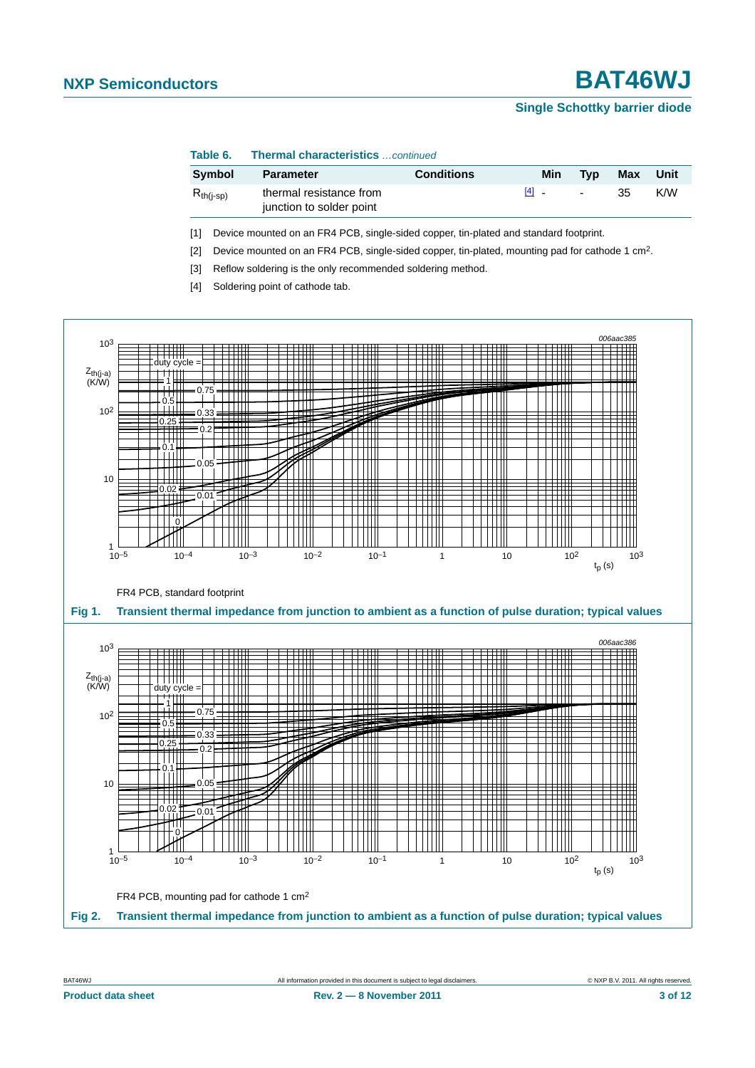**Table 6. Thermal characteristics** *…continued*

| Symbol | Parameter | Conditions | | Min | Typ | Max | Unit |
|---|---|---|---|---|---|---|---|
| $R_{th(j-sp)}$ | thermal resistance from junction to solder point | | [4] | - | - | 35 | K/W |

[1] Device mounted on an FR4 PCB, single-sided copper, tin-plated and standard footprint.

[2] Device mounted on an FR4 PCB, single-sided copper, tin-plated, mounting pad for cathode 1 cm$^2$.

[3] Reflow soldering is the only recommended soldering method.

[4] Soldering point of cathode tab.

FR4 PCB, standard footprint

**Fig 1. Transient thermal impedance from junction to ambient as a function of pulse duration; typical values**

FR4 PCB, mounting pad for cathode 1 cm$^2$

**Fig 2. Transient thermal impedance from junction to ambient as a function of pulse duration; typical values**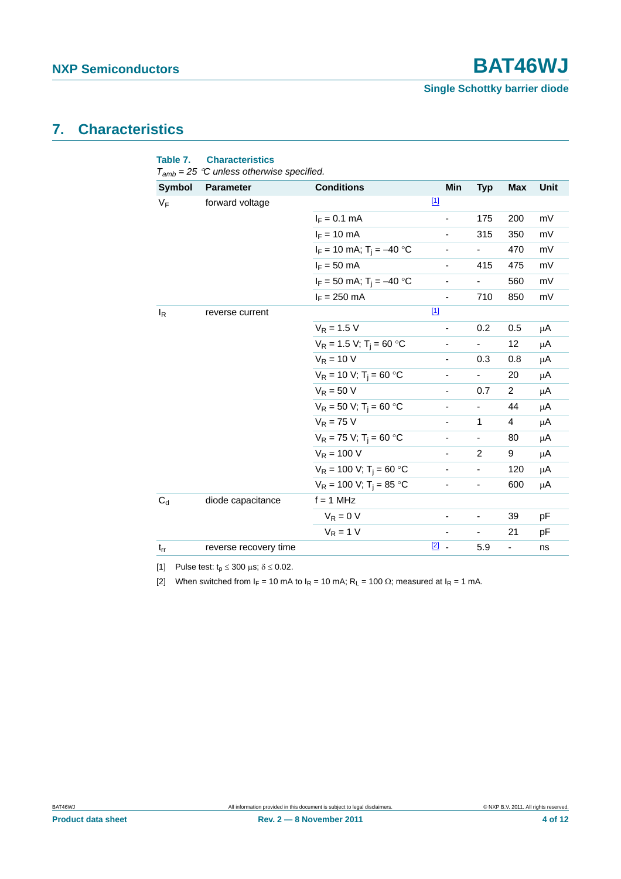## 7. Characteristics

**Table 7. Characteristics**

*$T_{amb}$ = 25 °C unless otherwise specified.*

| Symbol | Parameter | Conditions | | Min | Typ | Max | Unit |
|---|---|---|---|---|---|---|---|
| $V_F$ | forward voltage | | [1] | | | | |
| | | $I_F$ = 0.1 mA | | - | 175 | 200 | mV |
| | | $I_F$ = 10 mA | | - | 315 | 350 | mV |
| | | $I_F$ = 10 mA; $T_j$ = −40 °C | | - | - | 470 | mV |
| | | $I_F$ = 50 mA | | - | 415 | 475 | mV |
| | | $I_F$ = 50 mA; $T_j$ = −40 °C | | - | - | 560 | mV |
| | | $I_F$ = 250 mA | | - | 710 | 850 | mV |
| $I_R$ | reverse current | | [1] | | | | |
| | | $V_R$ = 1.5 V | | - | 0.2 | 0.5 | μA |
| | | $V_R$ = 1.5 V; $T_j$ = 60 °C | | - | - | 12 | μA |
| | | $V_R$ = 10 V | | - | 0.3 | 0.8 | μA |
| | | $V_R$ = 10 V; $T_j$ = 60 °C | | - | - | 20 | μA |
| | | $V_R$ = 50 V | | - | 0.7 | 2 | μA |
| | | $V_R$ = 50 V; $T_j$ = 60 °C | | - | - | 44 | μA |
| | | $V_R$ = 75 V | | - | 1 | 4 | μA |
| | | $V_R$ = 75 V; $T_j$ = 60 °C | | - | - | 80 | μA |
| | | $V_R$ = 100 V | | - | 2 | 9 | μA |
| | | $V_R$ = 100 V; $T_j$ = 60 °C | | - | - | 120 | μA |
| | | $V_R$ = 100 V; $T_j$ = 85 °C | | - | - | 600 | μA |
| $C_d$ | diode capacitance | f = 1 MHz | | | | | |
| | | $V_R$ = 0 V | | - | - | 39 | pF |
| | | $V_R$ = 1 V | | - | - | 21 | pF |
| $t_{rr}$ | reverse recovery time | | [2] | - | 5.9 | - | ns |

[1] Pulse test: $t_p \leq 300$ μs; $\delta \leq 0.02$.

[2] When switched from $I_F$ = 10 mA to $I_R$ = 10 mA; $R_L$ = 100 Ω; measured at $I_R$ = 1 mA.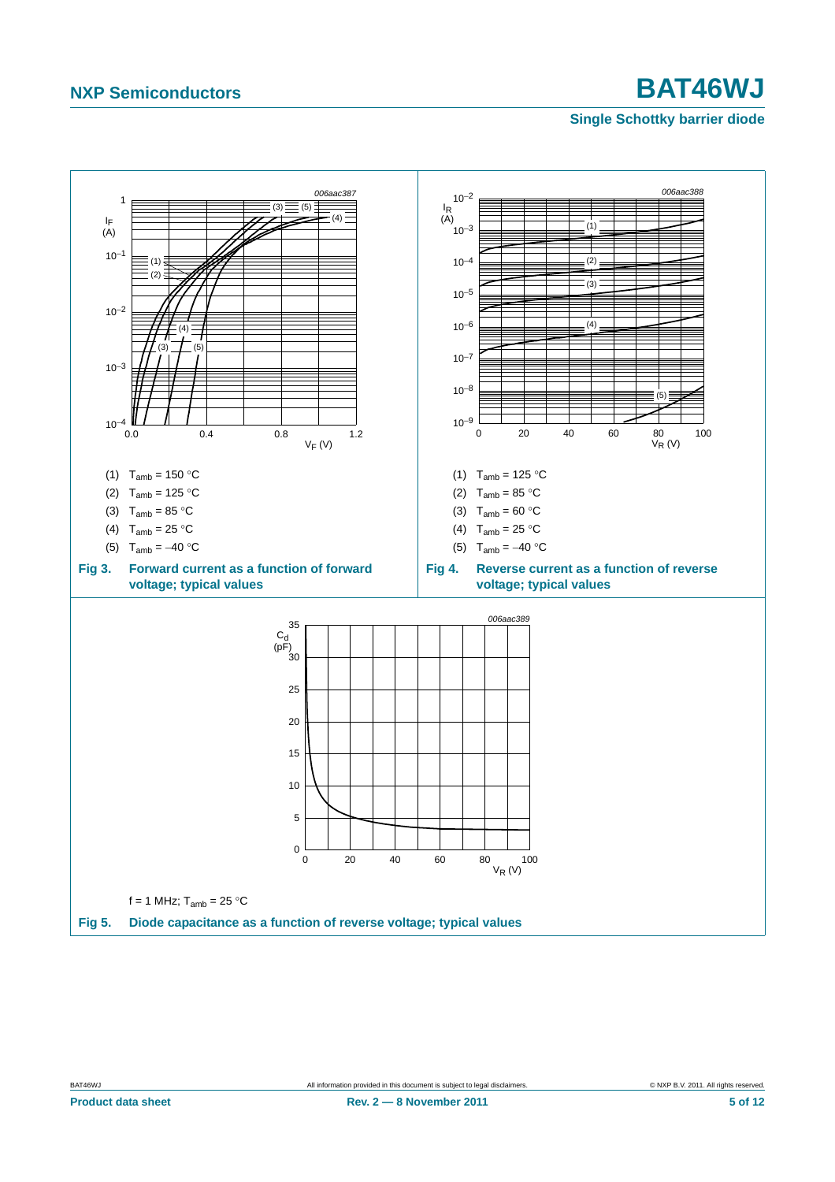(1) $T_{amb}$ = 150 °C

(2) $T_{amb}$ = 125 °C

(3) $T_{amb}$ = 85 °C

(4) $T_{amb}$ = 25 °C

(5) $T_{amb}$ = −40 °C

**Fig 3. Forward current as a function of forward voltage; typical values**

(1) $T_{amb}$ = 125 °C

(2) $T_{amb}$ = 85 °C

(3) $T_{amb}$ = 60 °C

(4) $T_{amb}$ = 25 °C

(5) $T_{amb}$ = −40 °C

**Fig 4. Reverse current as a function of reverse voltage; typical values**

f = 1 MHz; $T_{amb}$ = 25 °C

**Fig 5. Diode capacitance as a function of reverse voltage; typical values**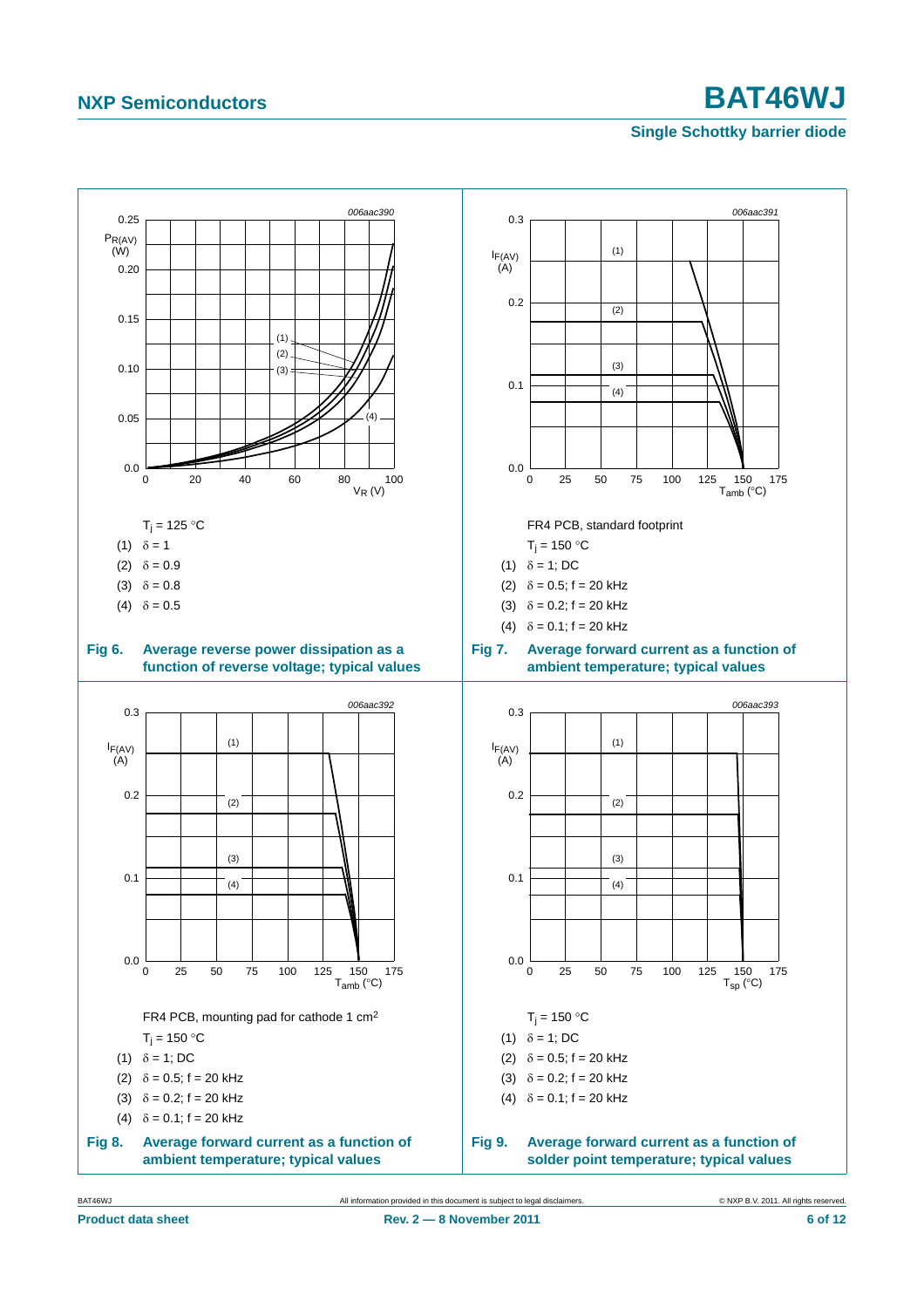$T_j$ = 125 °C

(1) δ = 1

(2) δ = 0.9

(3) δ = 0.8

(4) δ = 0.5

**Fig 6. Average reverse power dissipation as a function of reverse voltage; typical values**

FR4 PCB, standard footprint

$T_j$ = 150 °C

(1) δ = 1; DC

(2) δ = 0.5; f = 20 kHz

(3) δ = 0.2; f = 20 kHz

(4) δ = 0.1; f = 20 kHz

**Fig 7. Average forward current as a function of ambient temperature; typical values**

FR4 PCB, mounting pad for cathode 1 cm²

$T_j$ = 150 °C

(1) δ = 1; DC

(2) δ = 0.5; f = 20 kHz

(3) δ = 0.2; f = 20 kHz

(4) δ = 0.1; f = 20 kHz

**Fig 8. Average forward current as a function of ambient temperature; typical values**

$T_j$ = 150 °C

(1) δ = 1; DC

(2) δ = 0.5; f = 20 kHz

(3) δ = 0.2; f = 20 kHz

(4) δ = 0.1; f = 20 kHz

**Fig 9. Average forward current as a function of solder point temperature; typical values**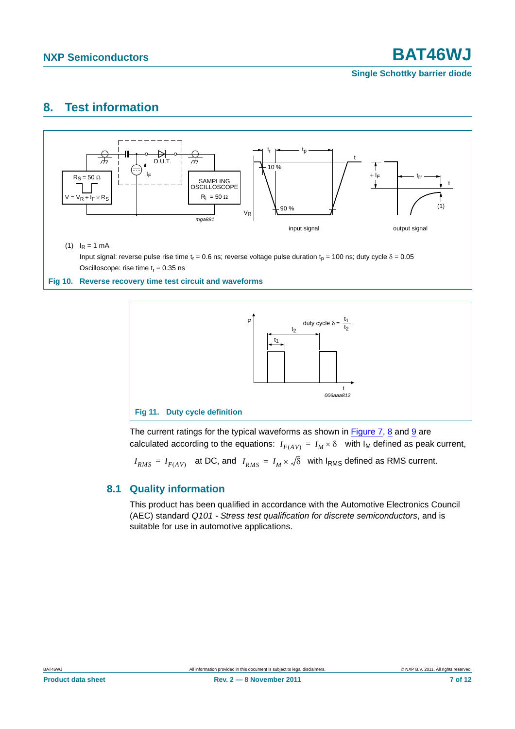## 8. Test information

(1) $I_R = 1$ mA

Input signal: reverse pulse rise time $t_r = 0.6$ ns; reverse voltage pulse duration $t_p = 100$ ns; duty cycle $\delta = 0.05$

Oscilloscope: rise time $t_r = 0.35$ ns

**Fig 10. Reverse recovery time test circuit and waveforms**

**Fig 11. Duty cycle definition**

The current ratings for the typical waveforms as shown in Figure 7, 8 and 9 are calculated according to the equations: $I_{F(AV)} = I_M \times \delta$ with $I_M$ defined as peak current, $I_{RMS} = I_{F(AV)}$ at DC, and $I_{RMS} = I_M \times \sqrt{\delta}$ with $I_{RMS}$ defined as RMS current.

### 8.1 Quality information

This product has been qualified in accordance with the Automotive Electronics Council (AEC) standard *Q101 - Stress test qualification for discrete semiconductors*, and is suitable for use in automotive applications.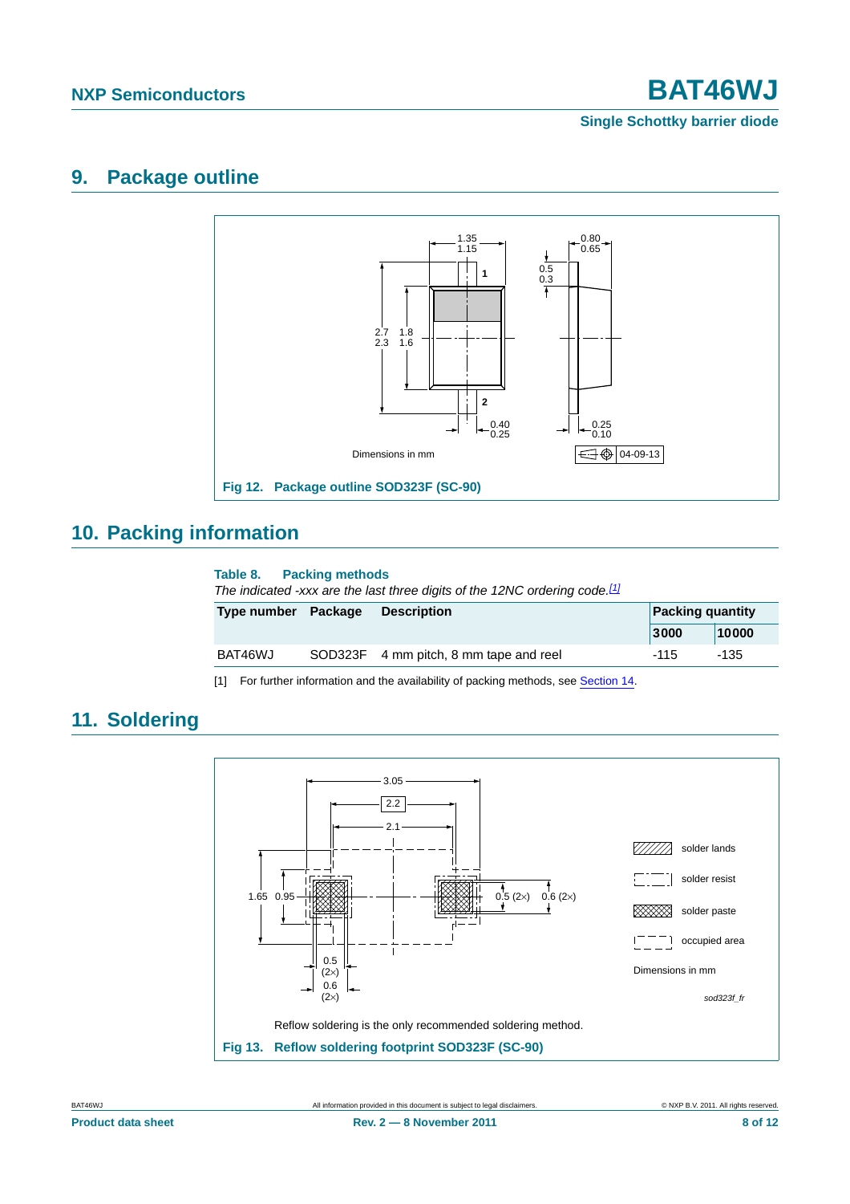## 9. Package outline

Dimensions in mm

04-09-13

Fig 12. Package outline SOD323F (SC-90)

## 10. Packing information

**Table 8. Packing methods**

*The indicated -xxx are the last three digits of the 12NC ordering code.*[1]

| Type number | Package | Description | Packing quantity | |
|---|---|---|---|---|
| | | | 3000 | 10000 |
| BAT46WJ | SOD323F | 4 mm pitch, 8 mm tape and reel | -115 | -135 |

[1] For further information and the availability of packing methods, see Section 14.

## 11. Soldering

Dimensions in mm

sod323f_fr

Reflow soldering is the only recommended soldering method.

Fig 13. Reflow soldering footprint SOD323F (SC-90)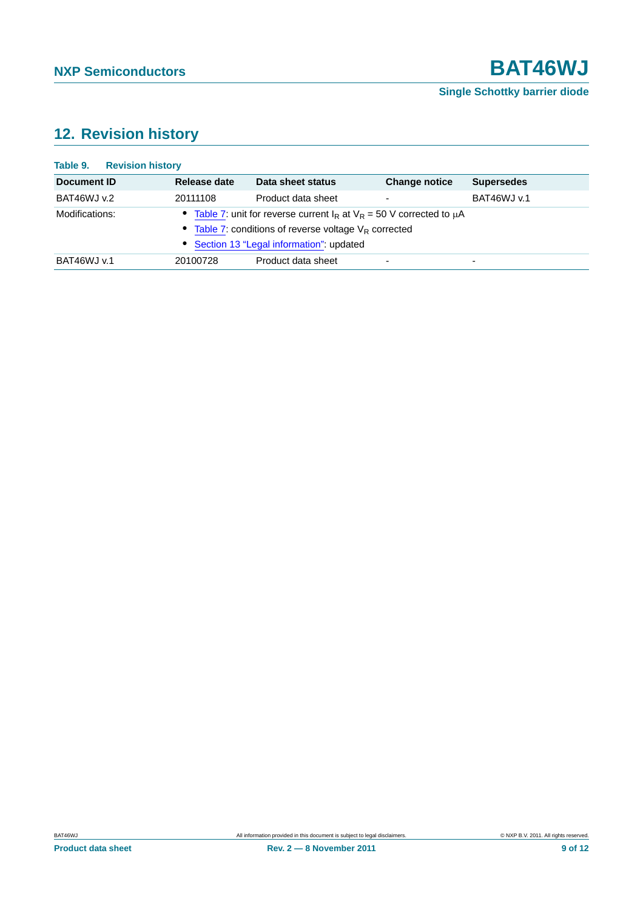## 12. Revision history

**Table 9. Revision history**

| Document ID | Release date | Data sheet status | Change notice | Supersedes |
|---|---|---|---|---|
| BAT46WJ v.2 | 20111108 | Product data sheet | - | BAT46WJ v.1 |
| Modifications: | • Table 7: unit for reverse current $I_R$ at $V_R$ = 50 V corrected to μA<br>• Table 7: conditions of reverse voltage $V_R$ corrected<br>• Section 13 "Legal information": updated | | | |
| BAT46WJ v.1 | 20100728 | Product data sheet | - | - |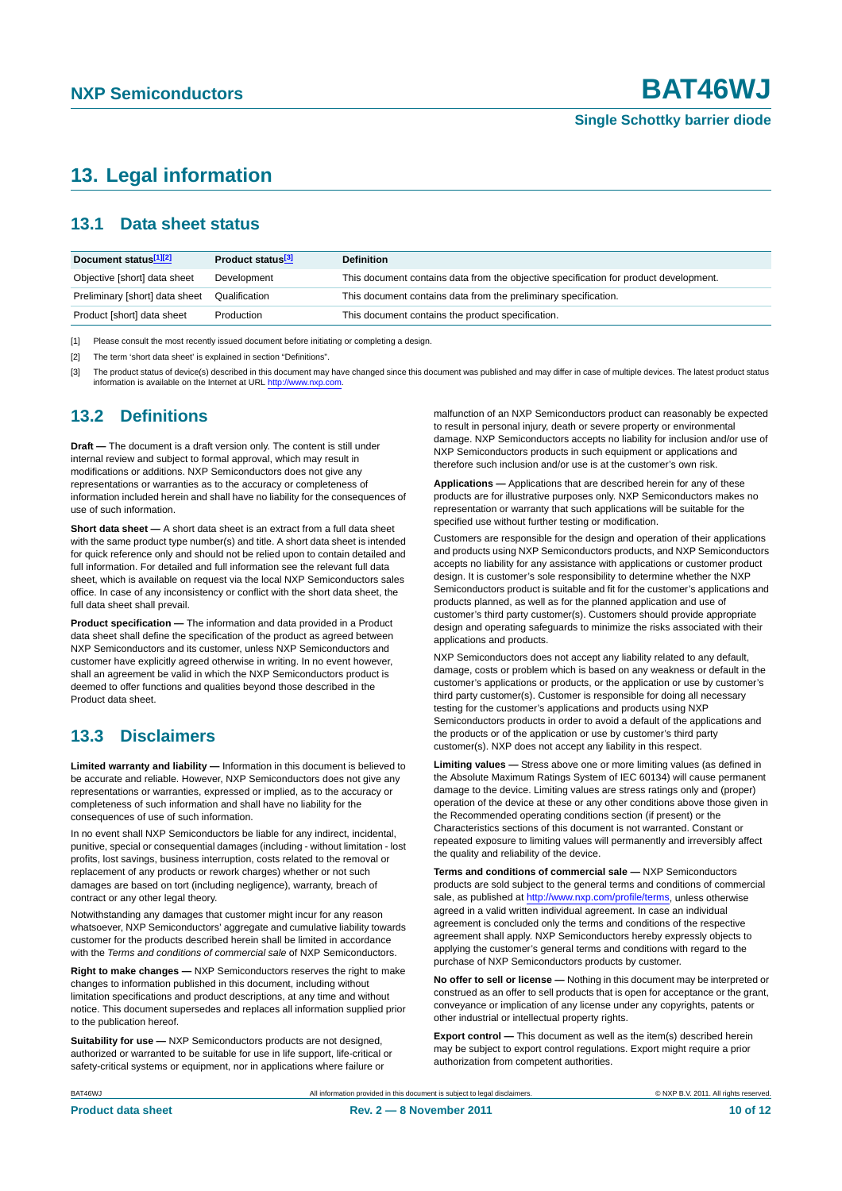# 13. Legal information

## 13.1 Data sheet status

| Document status[1][2] | Product status[3] | Definition |
|---|---|---|
| Objective [short] data sheet | Development | This document contains data from the objective specification for product development. |
| Preliminary [short] data sheet | Qualification | This document contains data from the preliminary specification. |
| Product [short] data sheet | Production | This document contains the product specification. |

[1] Please consult the most recently issued document before initiating or completing a design.

[2] The term 'short data sheet' is explained in section "Definitions".

[3] The product status of device(s) described in this document may have changed since this document was published and may differ in case of multiple devices. The latest product status information is available on the Internet at URL http://www.nxp.com.

## 13.2 Definitions

**Draft —** The document is a draft version only. The content is still under internal review and subject to formal approval, which may result in modifications or additions. NXP Semiconductors does not give any representations or warranties as to the accuracy or completeness of information included herein and shall have no liability for the consequences of use of such information.

**Short data sheet —** A short data sheet is an extract from a full data sheet with the same product type number(s) and title. A short data sheet is intended for quick reference only and should not be relied upon to contain detailed and full information. For detailed and full information see the relevant full data sheet, which is available on request via the local NXP Semiconductors sales office. In case of any inconsistency or conflict with the short data sheet, the full data sheet shall prevail.

**Product specification —** The information and data provided in a Product data sheet shall define the specification of the product as agreed between NXP Semiconductors and its customer, unless NXP Semiconductors and customer have explicitly agreed otherwise in writing. In no event however, shall an agreement be valid in which the NXP Semiconductors product is deemed to offer functions and qualities beyond those described in the Product data sheet.

## 13.3 Disclaimers

**Limited warranty and liability —** Information in this document is believed to be accurate and reliable. However, NXP Semiconductors does not give any representations or warranties, expressed or implied, as to the accuracy or completeness of such information and shall have no liability for the consequences of use of such information.

In no event shall NXP Semiconductors be liable for any indirect, incidental, punitive, special or consequential damages (including - without limitation - lost profits, lost savings, business interruption, costs related to the removal or replacement of any products or rework charges) whether or not such damages are based on tort (including negligence), warranty, breach of contract or any other legal theory.

Notwithstanding any damages that customer might incur for any reason whatsoever, NXP Semiconductors' aggregate and cumulative liability towards customer for the products described herein shall be limited in accordance with the *Terms and conditions of commercial sale* of NXP Semiconductors.

**Right to make changes —** NXP Semiconductors reserves the right to make changes to information published in this document, including without limitation specifications and product descriptions, at any time and without notice. This document supersedes and replaces all information supplied prior to the publication hereof.

**Suitability for use —** NXP Semiconductors products are not designed, authorized or warranted to be suitable for use in life support, life-critical or safety-critical systems or equipment, nor in applications where failure or malfunction of an NXP Semiconductors product can reasonably be expected to result in personal injury, death or severe property or environmental damage. NXP Semiconductors accepts no liability for inclusion and/or use of NXP Semiconductors products in such equipment or applications and therefore such inclusion and/or use is at the customer's own risk.

**Applications —** Applications that are described herein for any of these products are for illustrative purposes only. NXP Semiconductors makes no representation or warranty that such applications will be suitable for the specified use without further testing or modification.

Customers are responsible for the design and operation of their applications and products using NXP Semiconductors products, and NXP Semiconductors accepts no liability for any assistance with applications or customer product design. It is customer's sole responsibility to determine whether the NXP Semiconductors product is suitable and fit for the customer's applications and products planned, as well as for the planned application and use of customer's third party customer(s). Customers should provide appropriate design and operating safeguards to minimize the risks associated with their applications and products.

NXP Semiconductors does not accept any liability related to any default, damage, costs or problem which is based on any weakness or default in the customer's applications or products, or the application or use by customer's third party customer(s). Customer is responsible for doing all necessary testing for the customer's applications and products using NXP Semiconductors products in order to avoid a default of the applications and the products or of the application or use by customer's third party customer(s). NXP does not accept any liability in this respect.

**Limiting values —** Stress above one or more limiting values (as defined in the Absolute Maximum Ratings System of IEC 60134) will cause permanent damage to the device. Limiting values are stress ratings only and (proper) operation of the device at these or any other conditions above those given in the Recommended operating conditions section (if present) or the Characteristics sections of this document is not warranted. Constant or repeated exposure to limiting values will permanently and irreversibly affect the quality and reliability of the device.

**Terms and conditions of commercial sale —** NXP Semiconductors products are sold subject to the general terms and conditions of commercial sale, as published at http://www.nxp.com/profile/terms, unless otherwise agreed in a valid written individual agreement. In case an individual agreement is concluded only the terms and conditions of the respective agreement shall apply. NXP Semiconductors hereby expressly objects to applying the customer's general terms and conditions with regard to the purchase of NXP Semiconductors products by customer.

**No offer to sell or license —** Nothing in this document may be interpreted or construed as an offer to sell products that is open for acceptance or the grant, conveyance or implication of any license under any copyrights, patents or other industrial or intellectual property rights.

**Export control —** This document as well as the item(s) described herein may be subject to export control regulations. Export might require a prior authorization from competent authorities.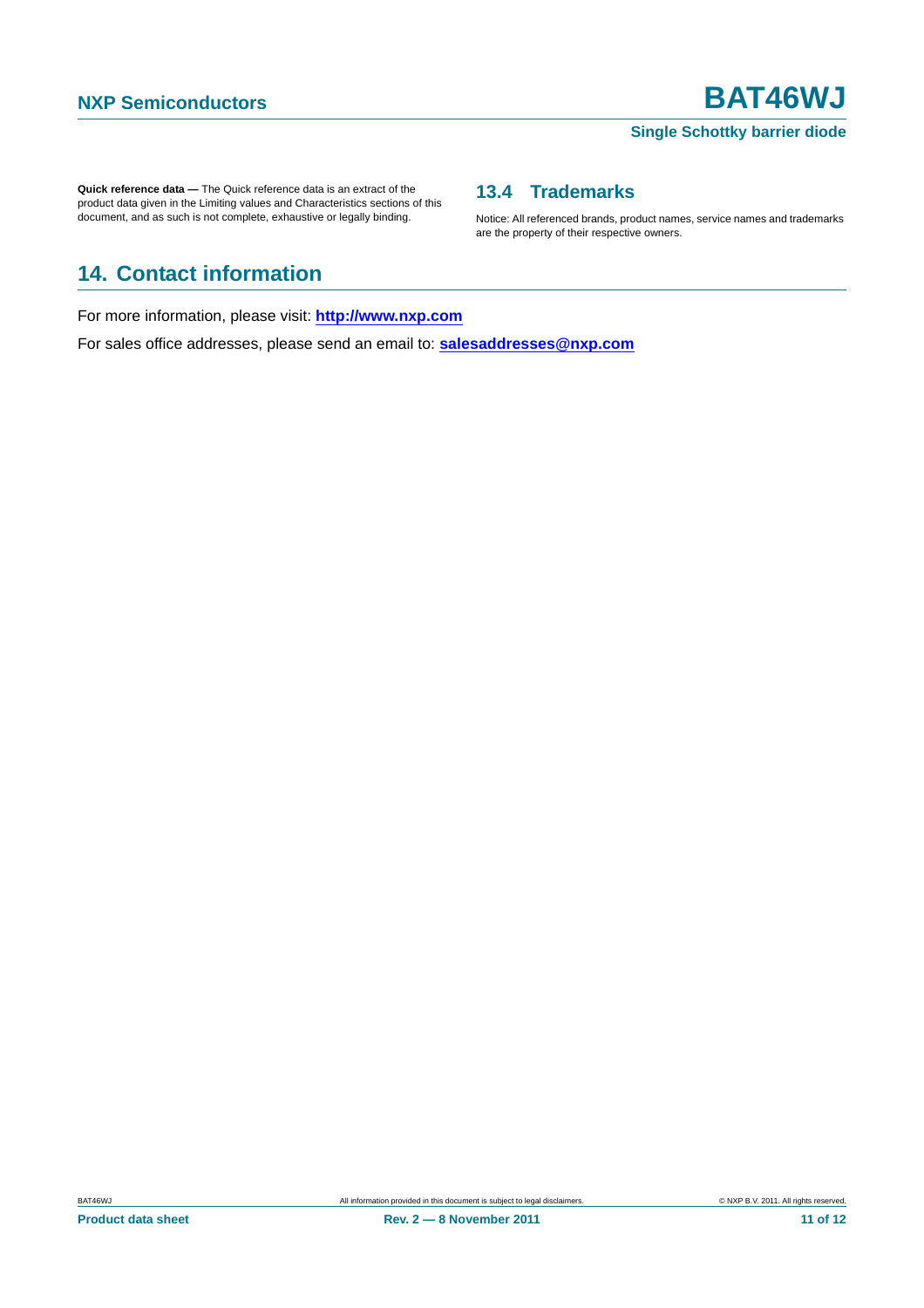**Quick reference data —** The Quick reference data is an extract of the product data given in the Limiting values and Characteristics sections of this document, and as such is not complete, exhaustive or legally binding.

### 13.4 Trademarks

Notice: All referenced brands, product names, service names and trademarks are the property of their respective owners.

## 14. Contact information

For more information, please visit: **http://www.nxp.com**

For sales office addresses, please send an email to: **salesaddresses@nxp.com**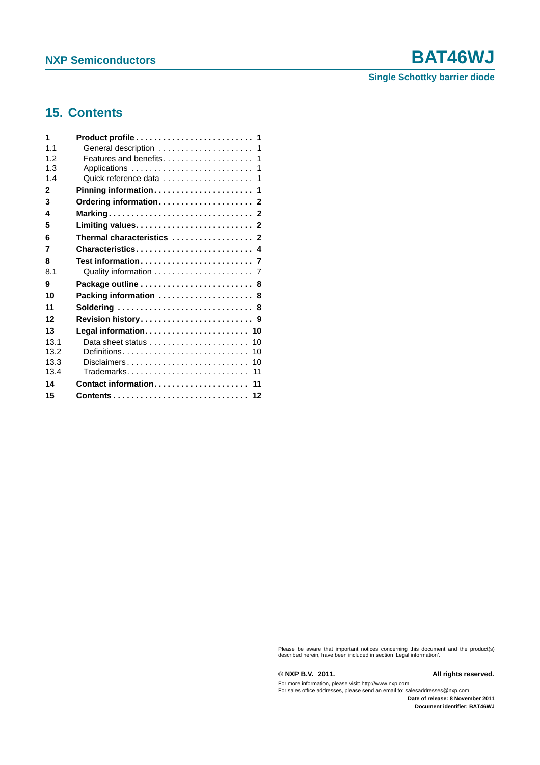## 15. Contents

| | | |
|---|---|---|
| **1** | **Product profile** | **1** |
| 1.1 | General description | 1 |
| 1.2 | Features and benefits | 1 |
| 1.3 | Applications | 1 |
| 1.4 | Quick reference data | 1 |
| **2** | **Pinning information** | **1** |
| **3** | **Ordering information** | **2** |
| **4** | **Marking** | **2** |
| **5** | **Limiting values** | **2** |
| **6** | **Thermal characteristics** | **2** |
| **7** | **Characteristics** | **4** |
| **8** | **Test information** | **7** |
| 8.1 | Quality information | 7 |
| **9** | **Package outline** | **8** |
| **10** | **Packing information** | **8** |
| **11** | **Soldering** | **8** |
| **12** | **Revision history** | **9** |
| **13** | **Legal information** | **10** |
| 13.1 | Data sheet status | 10 |
| 13.2 | Definitions | 10 |
| 13.3 | Disclaimers | 10 |
| 13.4 | Trademarks | 11 |
| **14** | **Contact information** | **11** |
| **15** | **Contents** | **12** |

Please be aware that important notices concerning this document and the product(s) described herein, have been included in section 'Legal information'.

**© NXP B.V. 2011. All rights reserved.**

For more information, please visit: http://www.nxp.com
For sales office addresses, please send an email to: salesaddresses@nxp.com

**Date of release: 8 November 2011**

**Document identifier: BAT46WJ**